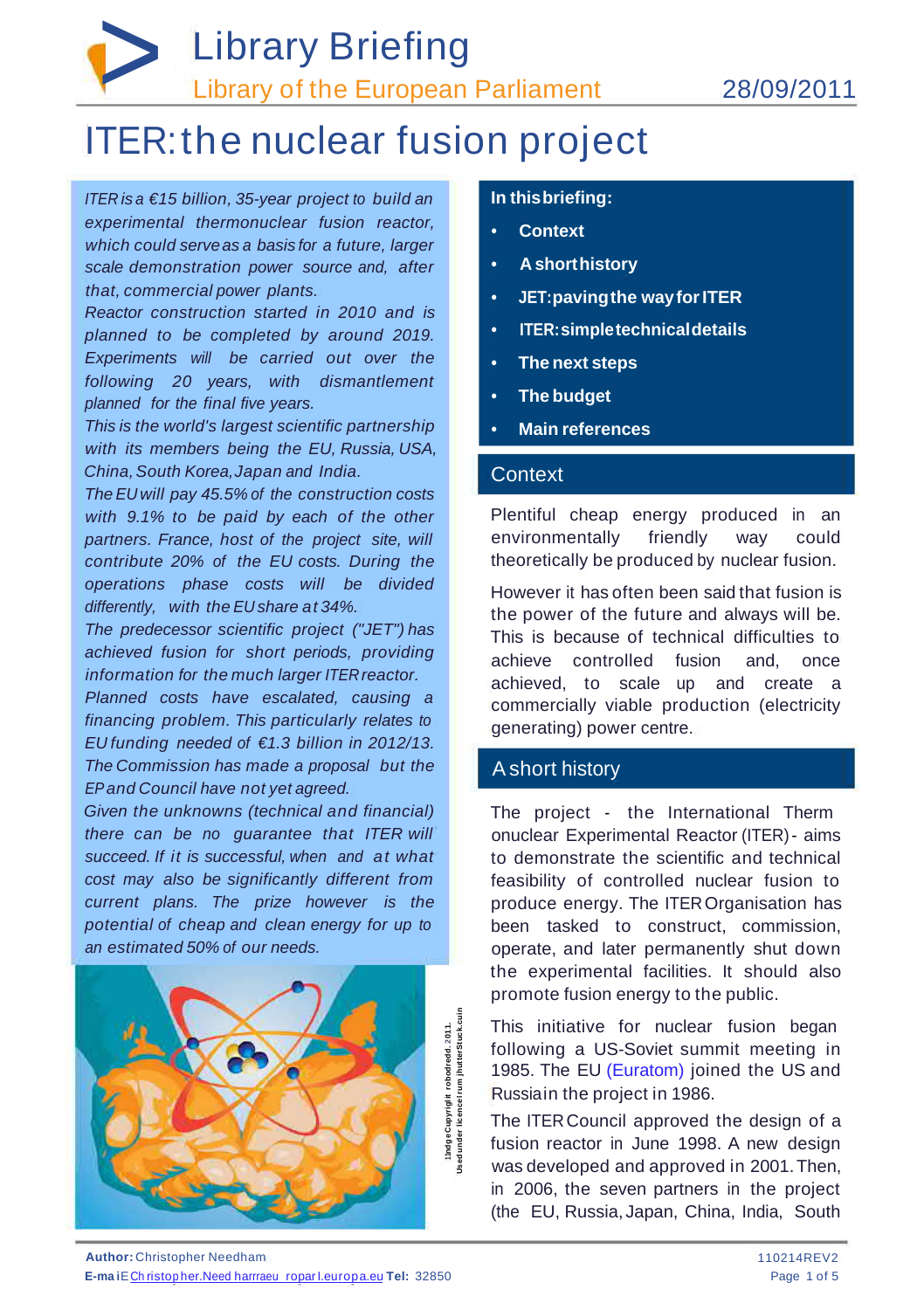# Library Briefing

Library of the European Parliament 28/09/2011

# ITER: the nuclear fusion project

*ITER is a €15 billion, 35-year project to build an experimental thermonuclear fusion reactor, which could serve as a basis for a future, larger scale demonstration power source and, after that, commercial power plants.*

*Reactor construction started in 2010 and is planned to be completed by around 2019. Experiments will be carried out over the following 20 years, with dismantlement planned for the final five years.*

*This is the world's largest scientific partnership with its members being the EU, Russia, USA, China, South Korea, Japan and India.*

*The EU will pay 45.5% of the construction costs with 9.1% to be paid by each of the other partners. France, host of the project site, will contribute 20% of the EU costs. During the operations phase costs will be divided differently, with the EU share at 34%.*

*The predecessor scientific project ("JET") has achieved fusion for short periods, providing information for the much larger ITER reactor.*

*Planned costs have escalated, causing a financing problem. This particularly relates to EU funding needed of €1.3 billion in 2012/13. The Commission has made a proposal but the EP and Council have not yet agreed.*

*Given the unknowns (technical and financial) there can be no guarantee that ITER will succeed. If it is successful, when and at what cost may also be significantly different from current plans. The prize however is the potential of cheap and clean energy for up to an estimated 50% of our needs.*

Image Copyright robodread, 2011. Used under licence from Shutterstock.com

**In this briefing:**

- **Context**
- **A short history**
- **JET: paving the way for ITER**
- **ITER: simple technical details**
- **The next steps**
- **The budget**
- **Main references**

## Context

Plentiful cheap energy produced in an environmentally friendly way could theoretically be produced by nuclear fusion.

However it has often been said that fusion is the power of the future and always will be. This is because of technical difficulties to achieve controlled fusion and, once achieved, to scale up and create a commercially viable production (electricity generating) power centre.

## A short history

The project - the International Thermonuclear Experimental Reactor (ITER) - aims to demonstrate the scientific and technical feasibility of controlled nuclear fusion to produce energy. The ITER Organisation has been tasked to construct, commission, operate, and later permanently shut down the experimental facilities. It should also promote fusion energy to the public.

This initiative for nuclear fusion began following a US-Soviet summit meeting in 1985. The EU (Euratom) joined the US and Russia in the project in 1986.

The ITER Council approved the design of a fusion reactor in June 1998. A new design was developed and approved in 2001. Then, in 2006, the seven partners in the project (the EU, Russia, Japan, China, India, South

**Author:** Christopher Needham
**E-mail:** Christopher.Needham@europarl.europa.eu **Tel:** 32850

110214REV2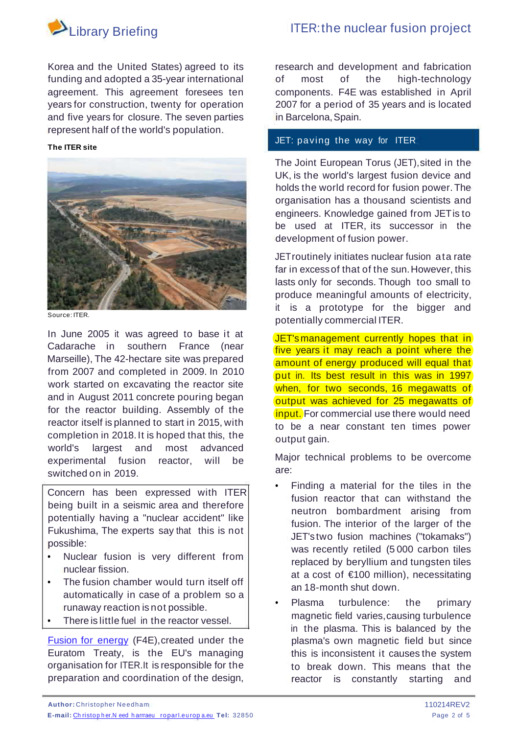Korea and the United States) agreed to its funding and adopted a 35-year international agreement. This agreement foresees ten years for construction, twenty for operation and five years for closure. The seven parties represent half of the world's population.

**The ITER site**

Source: ITER.

In June 2005 it was agreed to base it at Cadarache in southern France (near Marseille), The 42-hectare site was prepared from 2007 and completed in 2009. In 2010 work started on excavating the reactor site and in August 2011 concrete pouring began for the reactor building. Assembly of the reactor itself is planned to start in 2015, with completion in 2018. It is hoped that this, the world's largest and most advanced experimental fusion reactor, will be switched on in 2019.

> Concern has been expressed with ITER being built in a seismic area and therefore potentially having a "nuclear accident" like Fukushima, The experts say that this is not possible:
>
> - Nuclear fusion is very different from nuclear fission.
> - The fusion chamber would turn itself off automatically in case of a problem so a runaway reaction is not possible.
> - There is little fuel in the reactor vessel.

Fusion for energy (F4E), created under the Euratom Treaty, is the EU's managing organisation for ITER. It is responsible for the preparation and coordination of the design, research and development and fabrication of most of the high-technology components. F4E was established in April 2007 for a period of 35 years and is located in Barcelona, Spain.

## JET: paving the way for ITER

The Joint European Torus (JET), sited in the UK, is the world's largest fusion device and holds the world record for fusion power. The organisation has a thousand scientists and engineers. Knowledge gained from JET is to be used at ITER, its successor in the development of fusion power.

JET routinely initiates nuclear fusion at a rate far in excess of that of the sun. However, this lasts only for seconds. Though too small to produce meaningful amounts of electricity, it is a prototype for the bigger and potentially commercial ITER.

JET's management currently hopes that in five years it may reach a point where the amount of energy produced will equal that put in. Its best result in this was in 1997 when, for two seconds, 16 megawatts of output was achieved for 25 megawatts of input. For commercial use there would need to be a near constant ten times power output gain.

Major technical problems to be overcome are:

- Finding a material for the tiles in the fusion reactor that can withstand the neutron bombardment arising from fusion. The interior of the larger of the JET's two fusion machines ("tokamaks") was recently retiled (5 000 carbon tiles replaced by beryllium and tungsten tiles at a cost of €100 million), necessitating an 18-month shut down.
- Plasma turbulence: the primary magnetic field varies, causing turbulence in the plasma. This is balanced by the plasma's own magnetic field but since this is inconsistent it causes the system to break down. This means that the reactor is constantly starting and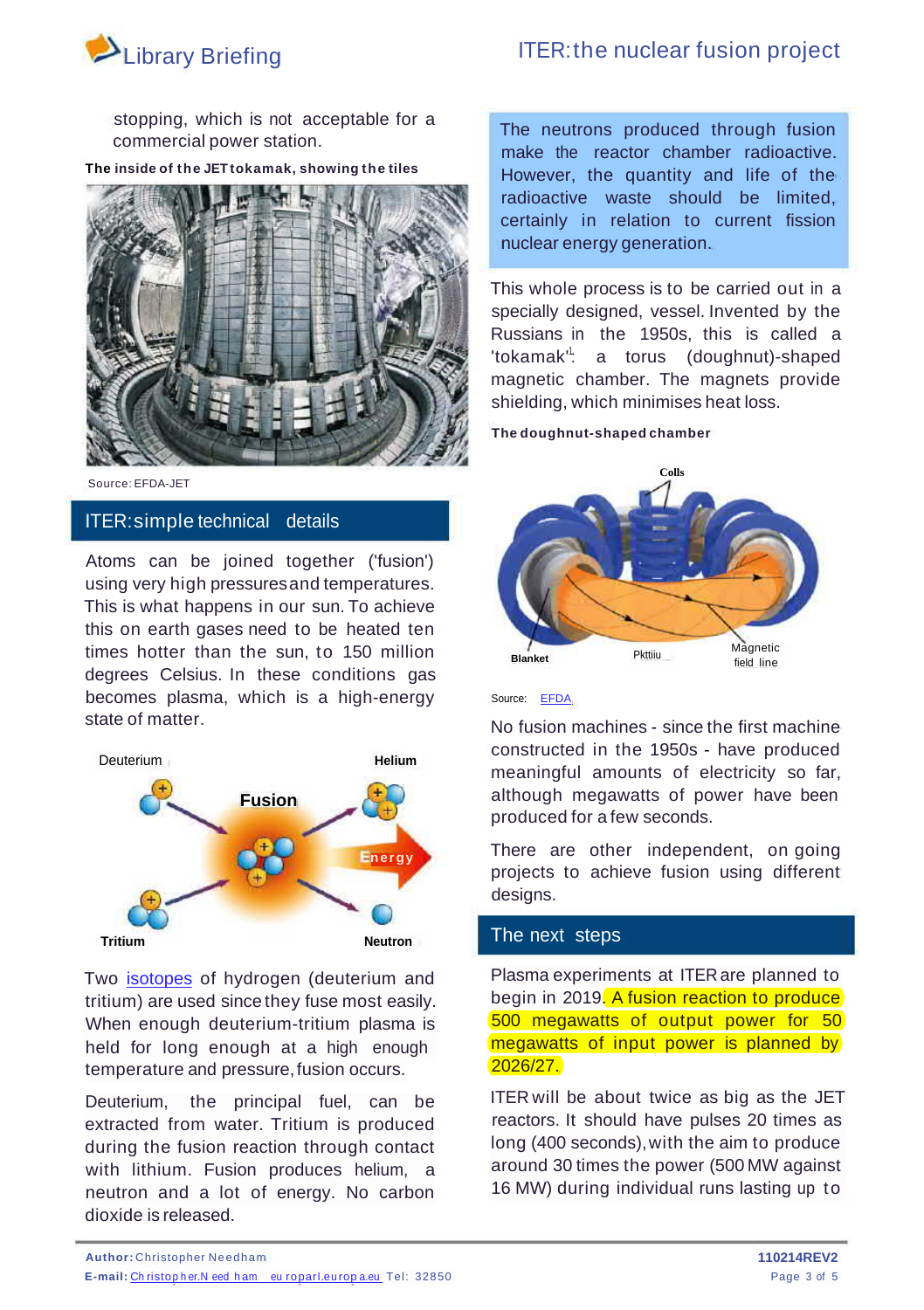stopping, which is not acceptable for a commercial power station.

**The inside of the JET tokamak, showing the tiles**

Source: EFDA-JET

## ITER: simple technical details

Atoms can be joined together ('fusion') using very high pressures and temperatures. This is what happens in our sun. To achieve this on earth gases need to be heated ten times hotter than the sun, to 150 million degrees Celsius. In these conditions gas becomes plasma, which is a high-energy state of matter.

Deuterium | Helium | Fusion | Energy | Tritium | Neutron

Two isotopes of hydrogen (deuterium and tritium) are used since they fuse most easily. When enough deuterium-tritium plasma is held for long enough at a high enough temperature and pressure, fusion occurs.

Deuterium, the principal fuel, can be extracted from water. Tritium is produced during the fusion reaction through contact with lithium. Fusion produces helium, a neutron and a lot of energy. No carbon dioxide is released.

The neutrons produced through fusion make the reactor chamber radioactive. However, the quantity and life of the radioactive waste should be limited, certainly in relation to current fission nuclear energy generation.

This whole process is to be carried out in a specially designed, vessel. Invented by the Russians in the 1950s, this is called a 'tokamak'[1]: a torus (doughnut)-shaped magnetic chamber. The magnets provide shielding, which minimises heat loss.

**The doughnut-shaped chamber**

Colls | Blanket | Pkttiiu | Magnetic field line

Source: EFDA

No fusion machines - since the first machine constructed in the 1950s - have produced meaningful amounts of electricity so far, although megawatts of power have been produced for a few seconds.

There are other independent, on going projects to achieve fusion using different designs.

## The next steps

Plasma experiments at ITER are planned to begin in 2019. A fusion reaction to produce 500 megawatts of output power for 50 megawatts of input power is planned by 2026/27.

ITER will be about twice as big as the JET reactors. It should have pulses 20 times as long (400 seconds), with the aim to produce around 30 times the power (500 MW against 16 MW) during individual runs lasting up to

**Author:** Christopher Needham
**E-mail:** Christopher.Needham@europarl.europa.eu Tel: 32850

110214REV2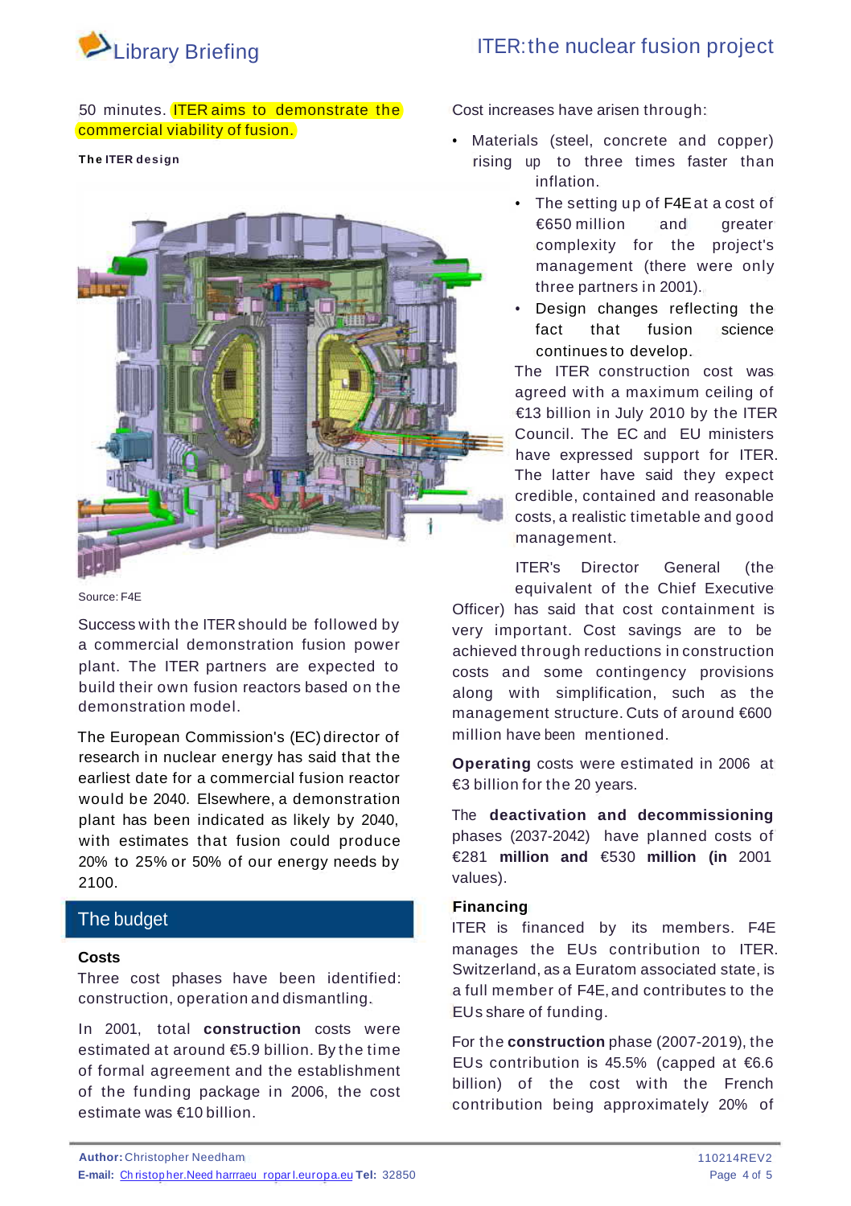50 minutes. ITER aims to demonstrate the commercial viability of fusion.

**The ITER design**

Source: F4E

Success with the ITER should be followed by a commercial demonstration fusion power plant. The ITER partners are expected to build their own fusion reactors based on the demonstration model.

The European Commission's (EC) director of research in nuclear energy has said that the earliest date for a commercial fusion reactor would be 2040. Elsewhere, a demonstration plant has been indicated as likely by 2040, with estimates that fusion could produce 20% to 25% or 50% of our energy needs by 2100.

## The budget

### Costs

Three cost phases have been identified: construction, operation and dismantling.

In 2001, total **construction** costs were estimated at around €5.9 billion. By the time of formal agreement and the establishment of the funding package in 2006, the cost estimate was €10 billion.

Cost increases have arisen through:

- Materials (steel, concrete and copper) rising up to three times faster than inflation.
- The setting up of F4E at a cost of €650 million and greater complexity for the project's management (there were only three partners in 2001).
- Design changes reflecting the fact that fusion science continues to develop.

The ITER construction cost was agreed with a maximum ceiling of €13 billion in July 2010 by the ITER Council. The EC and EU ministers have expressed support for ITER. The latter have said they expect credible, contained and reasonable costs, a realistic timetable and good management.

ITER's Director General (the equivalent of the Chief Executive Officer) has said that cost containment is very important. Cost savings are to be achieved through reductions in construction costs and some contingency provisions along with simplification, such as the management structure. Cuts of around €600 million have been mentioned.

**Operating** costs were estimated in 2006 at €3 billion for the 20 years.

The **deactivation and decommissioning** phases (2037-2042) have planned costs of €281 **million and** €530 **million (in** 2001 values).

### Financing

ITER is financed by its members. F4E manages the EUs contribution to ITER. Switzerland, as a Euratom associated state, is a full member of F4E, and contributes to the EUs share of funding.

For the **construction** phase (2007-2019), the EUs contribution is 45.5% (capped at €6.6 billion) of the cost with the French contribution being approximately 20% of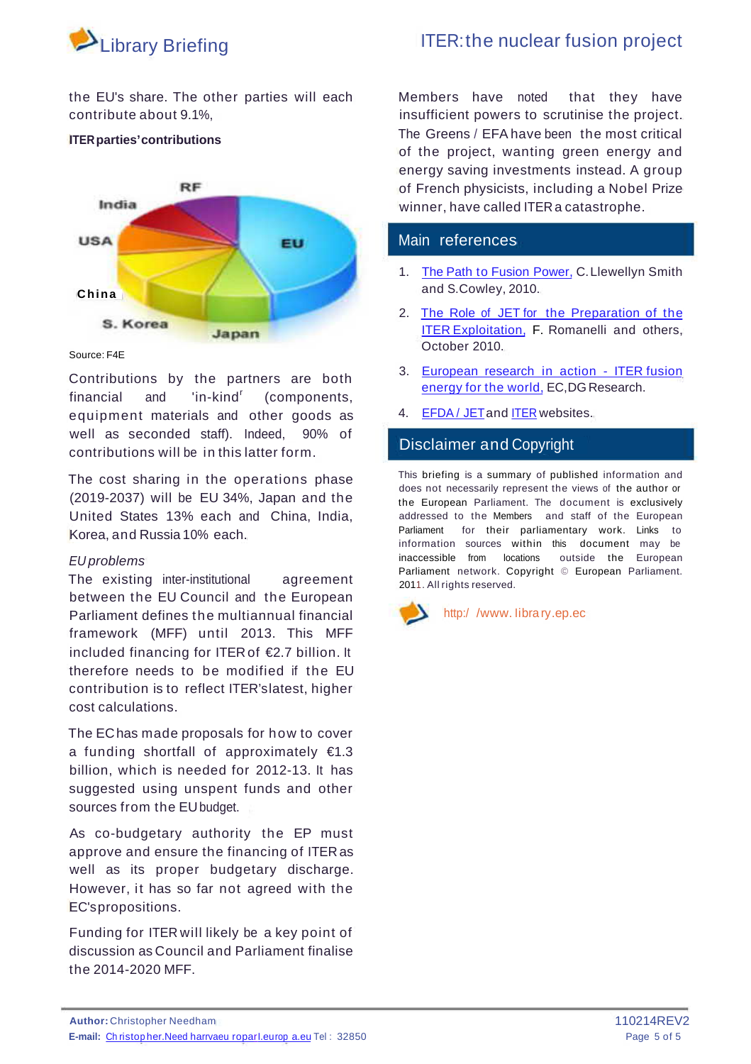the EU's share. The other parties will each contribute about 9.1%,

**ITER parties' contributions**

RF
India
USA
EU
China
S. Korea
Japan

Source: F4E

Contributions by the partners are both financial and 'in-kind' (components, equipment materials and other goods as well as seconded staff). Indeed, 90% of contributions will be in this latter form.

The cost sharing in the operations phase (2019-2037) will be EU 34%, Japan and the United States 13% each and China, India, Korea, and Russia 10% each.

*EU problems*

The existing inter-institutional agreement between the EU Council and the European Parliament defines the multiannual financial framework (MFF) until 2013. This MFF included financing for ITER of €2.7 billion. It therefore needs to be modified if the EU contribution is to reflect ITER's latest, higher cost calculations.

The EC has made proposals for how to cover a funding shortfall of approximately €1.3 billion, which is needed for 2012-13. It has suggested using unspent funds and other sources from the EU budget.

As co-budgetary authority the EP must approve and ensure the financing of ITER as well as its proper budgetary discharge. However, it has so far not agreed with the EC's propositions.

Funding for ITER will likely be a key point of discussion as Council and Parliament finalise the 2014-2020 MFF.

Members have noted that they have insufficient powers to scrutinise the project. The Greens / EFA have been the most critical of the project, wanting green energy and energy saving investments instead. A group of French physicists, including a Nobel Prize winner, have called ITER a catastrophe.

## Main references

1. The Path to Fusion Power, C. Llewellyn Smith and S. Cowley, 2010.
2. The Role of JET for the Preparation of the ITER Exploitation, F. Romanelli and others, October 2010.
3. European research in action - ITER fusion energy for the world, EC, DG Research.
4. EFDA / JET and ITER websites.

## Disclaimer and Copyright

This briefing is a summary of published information and does not necessarily represent the views of the author or the European Parliament. The document is exclusively addressed to the Members and staff of the European Parliament for their parliamentary work. Links to information sources within this document may be inaccessible from locations outside the European Parliament network. Copyright © European Parliament. 2011. All rights reserved.

http://www.library.ep.ec

**Author:** Christopher Needham
**E-mail:** Christopher.Needham@europarl.europa.eu Tel: 32850

110214REV2